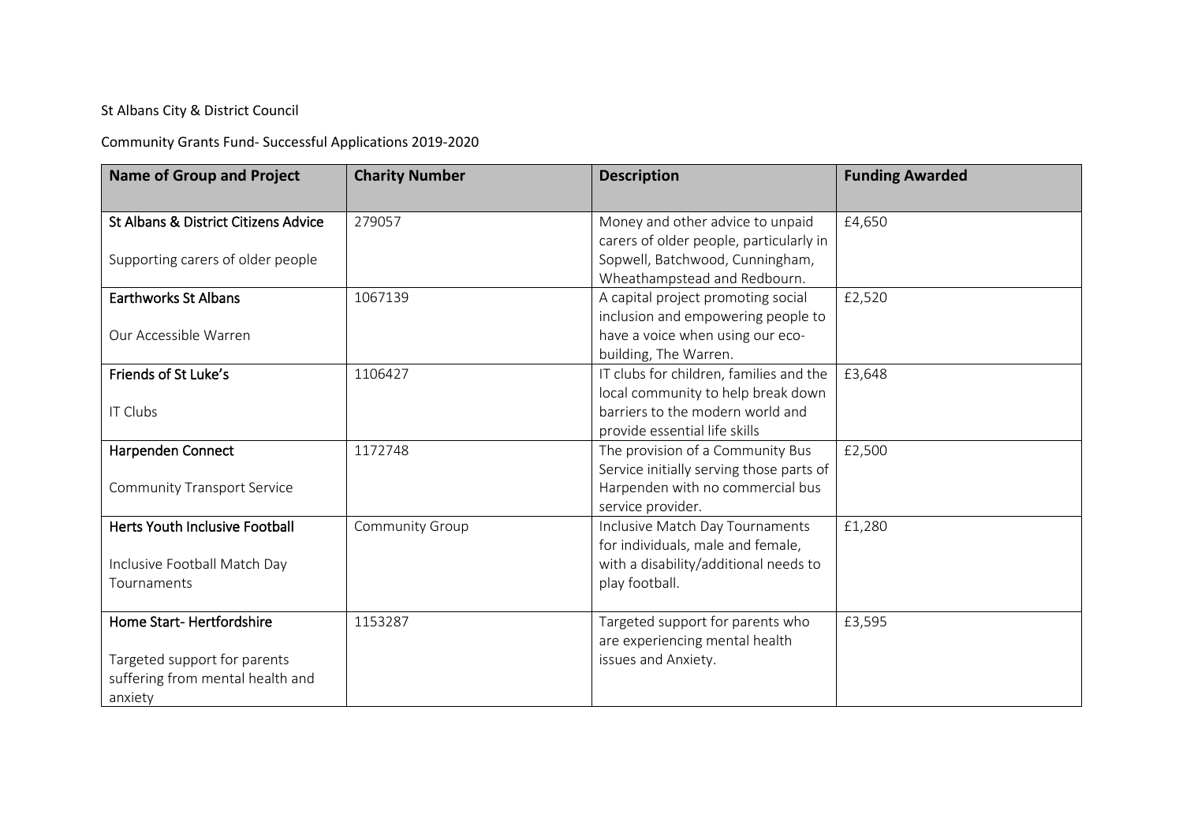St Albans City & District Council

Community Grants Fund- Successful Applications 2019-2020

| Name of Group and Project | Charity Number | Description | Funding Awarded |
|---|---|---|---|
| **St Albans & District Citizens Advice**<br><br>Supporting carers of older people | 279057 | Money and other advice to unpaid carers of older people, particularly in Sopwell, Batchwood, Cunningham, Wheathampstead and Redbourn. | £4,650 |
| **Earthworks St Albans**<br><br>Our Accessible Warren | 1067139 | A capital project promoting social inclusion and empowering people to have a voice when using our eco-building, The Warren. | £2,520 |
| **Friends of St Luke's**<br><br>IT Clubs | 1106427 | IT clubs for children, families and the local community to help break down barriers to the modern world and provide essential life skills | £3,648 |
| **Harpenden Connect**<br><br>Community Transport Service | 1172748 | The provision of a Community Bus Service initially serving those parts of Harpenden with no commercial bus service provider. | £2,500 |
| **Herts Youth Inclusive Football**<br><br>Inclusive Football Match Day Tournaments | Community Group | Inclusive Match Day Tournaments for individuals, male and female, with a disability/additional needs to play football. | £1,280 |
| **Home Start- Hertfordshire**<br><br>Targeted support for parents suffering from mental health and anxiety | 1153287 | Targeted support for parents who are experiencing mental health issues and Anxiety. | £3,595 |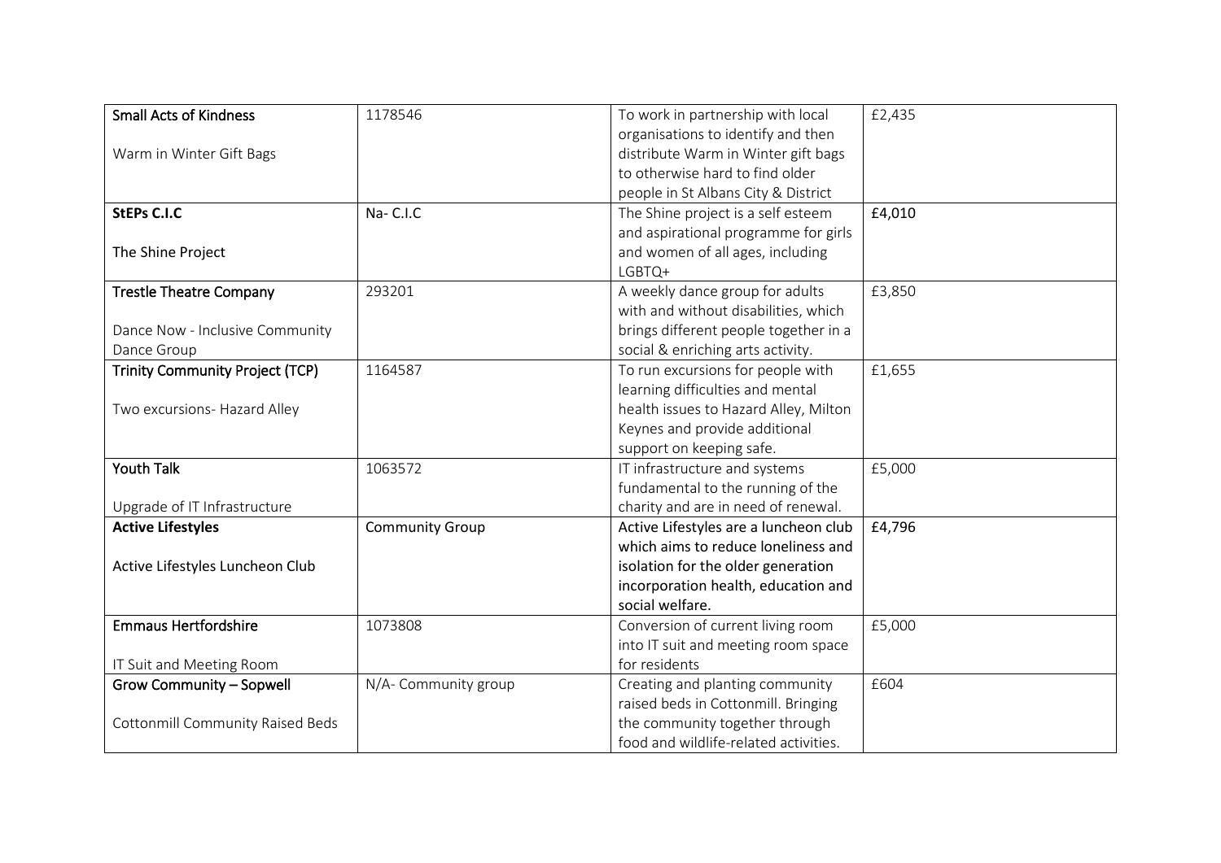| **Small Acts of Kindness**<br><br>Warm in Winter Gift Bags | 1178546 | To work in partnership with local organisations to identify and then distribute Warm in Winter gift bags to otherwise hard to find older people in St Albans City & District | £2,435 |
|---|---|---|---|
| **StEPs C.I.C**<br><br>The Shine Project | Na- C.I.C | The Shine project is a self esteem and aspirational programme for girls and women of all ages, including LGBTQ+ | £4,010 |
| **Trestle Theatre Company**<br><br>Dance Now - Inclusive Community Dance Group | 293201 | A weekly dance group for adults with and without disabilities, which brings different people together in a social & enriching arts activity. | £3,850 |
| **Trinity Community Project (TCP)**<br><br>Two excursions- Hazard Alley | 1164587 | To run excursions for people with learning difficulties and mental health issues to Hazard Alley, Milton Keynes and provide additional support on keeping safe. | £1,655 |
| **Youth Talk**<br><br>Upgrade of IT Infrastructure | 1063572 | IT infrastructure and systems fundamental to the running of the charity and are in need of renewal. | £5,000 |
| **Active Lifestyles**<br><br>Active Lifestyles Luncheon Club | Community Group | Active Lifestyles are a luncheon club which aims to reduce loneliness and isolation for the older generation incorporation health, education and social welfare. | £4,796 |
| **Emmaus Hertfordshire**<br><br>IT Suit and Meeting Room | 1073808 | Conversion of current living room into IT suit and meeting room space for residents | £5,000 |
| **Grow Community – Sopwell**<br><br>Cottonmill Community Raised Beds | N/A- Community group | Creating and planting community raised beds in Cottonmill. Bringing the community together through food and wildlife-related activities. | £604 |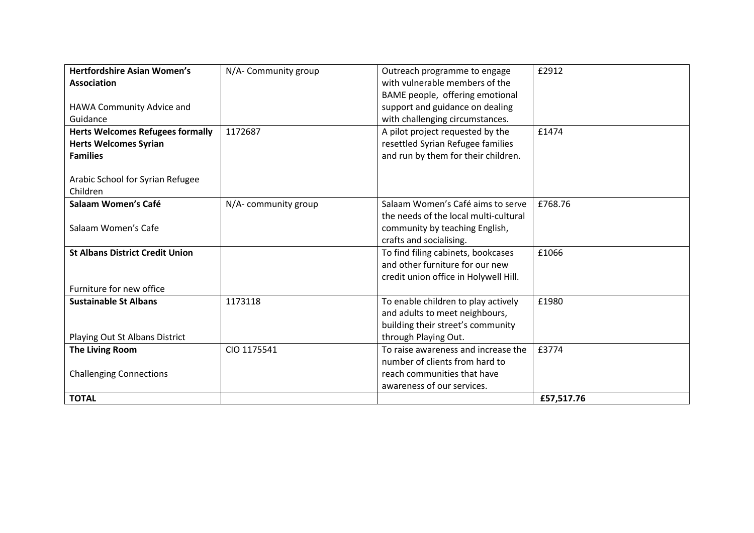| | | | |
|---|---|---|---|
| **Hertfordshire Asian Women's Association**<br><br>HAWA Community Advice and Guidance | N/A- Community group | Outreach programme to engage with vulnerable members of the BAME people, offering emotional support and guidance on dealing with challenging circumstances. | £2912 |
| **Herts Welcomes Refugees formally Herts Welcomes Syrian Families**<br><br>Arabic School for Syrian Refugee Children | 1172687 | A pilot project requested by the resettled Syrian Refugee families and run by them for their children. | £1474 |
| **Salaam Women's Café**<br><br>Salaam Women's Cafe | N/A- community group | Salaam Women's Café aims to serve the needs of the local multi-cultural community by teaching English, crafts and socialising. | £768.76 |
| **St Albans District Credit Union**<br><br>Furniture for new office | | To find filing cabinets, bookcases and other furniture for our new credit union office in Holywell Hill. | £1066 |
| **Sustainable St Albans**<br><br>Playing Out St Albans District | 1173118 | To enable children to play actively and adults to meet neighbours, building their street's community through Playing Out. | £1980 |
| **The Living Room**<br><br>Challenging Connections | CIO 1175541 | To raise awareness and increase the number of clients from hard to reach communities that have awareness of our services. | £3774 |
| **TOTAL** | | | **£57,517.76** |